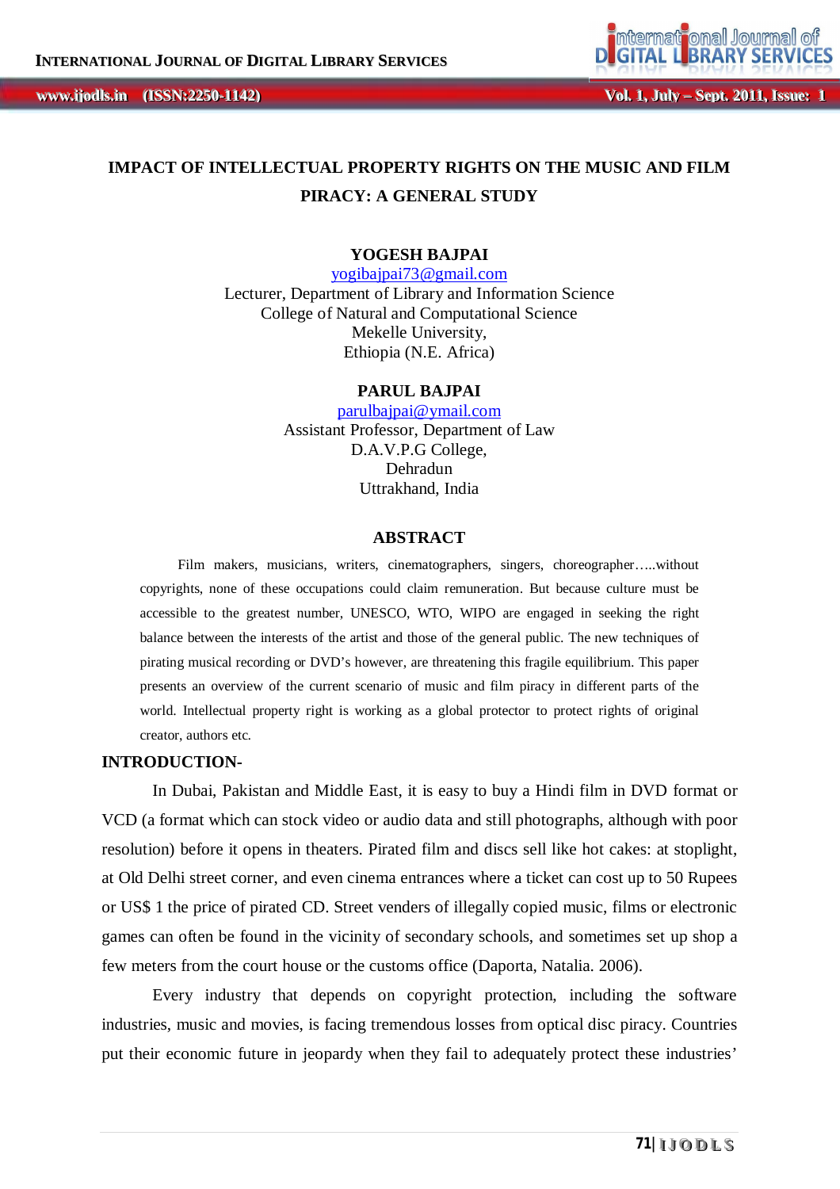# IMPACT OF INTELLECTUAL PROPERTY RIGHTS ON THE MUSIC AND FILM PIRACY: A GENERAL STUDY

**YOGESH BAJPAI**
yogibajpai73@gmail.com
Lecturer, Department of Library and Information Science
College of Natural and Computational Science
Mekelle University,
Ethiopia (N.E. Africa)

**PARUL BAJPAI**
parulbajpai@ymail.com
Assistant Professor, Department of Law
D.A.V.P.G College,
Dehradun
Uttrakhand, India

## ABSTRACT

Film makers, musicians, writers, cinematographers, singers, choreographer…..without copyrights, none of these occupations could claim remuneration. But because culture must be accessible to the greatest number, UNESCO, WTO, WIPO are engaged in seeking the right balance between the interests of the artist and those of the general public. The new techniques of pirating musical recording or DVD's however, are threatening this fragile equilibrium. This paper presents an overview of the current scenario of music and film piracy in different parts of the world. Intellectual property right is working as a global protector to protect rights of original creator, authors etc.

## INTRODUCTION-

In Dubai, Pakistan and Middle East, it is easy to buy a Hindi film in DVD format or VCD (a format which can stock video or audio data and still photographs, although with poor resolution) before it opens in theaters. Pirated film and discs sell like hot cakes: at stoplight, at Old Delhi street corner, and even cinema entrances where a ticket can cost up to 50 Rupees or US$ 1 the price of pirated CD. Street venders of illegally copied music, films or electronic games can often be found in the vicinity of secondary schools, and sometimes set up shop a few meters from the court house or the customs office (Daporta, Natalia. 2006).

Every industry that depends on copyright protection, including the software industries, music and movies, is facing tremendous losses from optical disc piracy. Countries put their economic future in jeopardy when they fail to adequately protect these industries'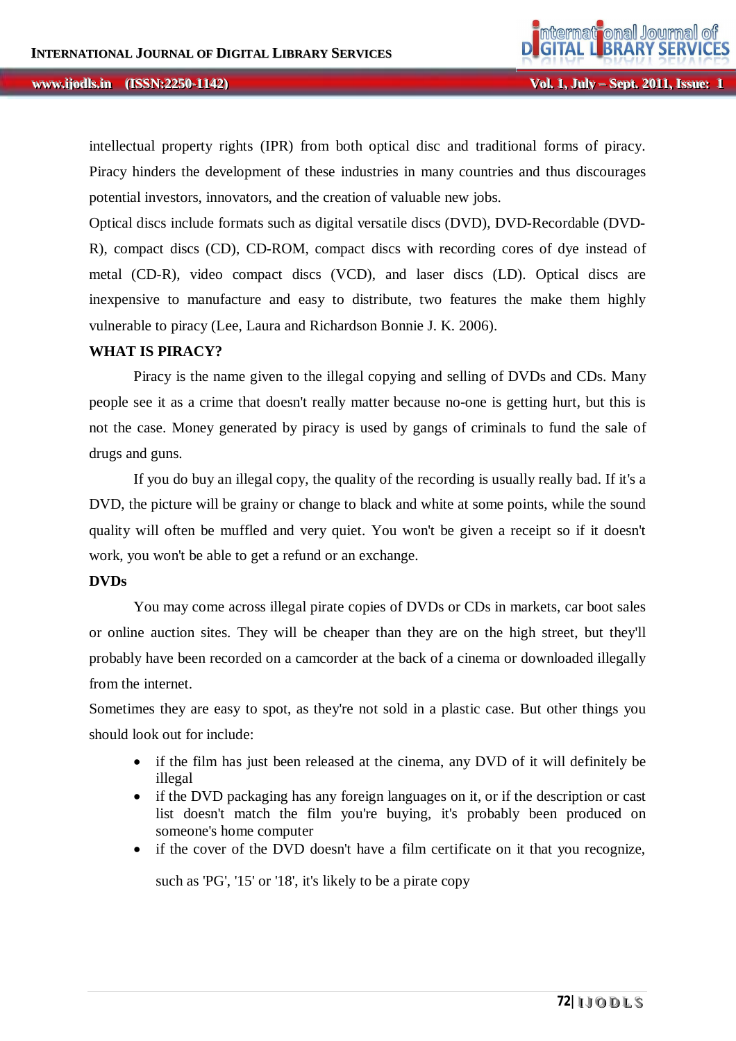intellectual property rights (IPR) from both optical disc and traditional forms of piracy. Piracy hinders the development of these industries in many countries and thus discourages potential investors, innovators, and the creation of valuable new jobs.

Optical discs include formats such as digital versatile discs (DVD), DVD-Recordable (DVD-R), compact discs (CD), CD-ROM, compact discs with recording cores of dye instead of metal (CD-R), video compact discs (VCD), and laser discs (LD). Optical discs are inexpensive to manufacture and easy to distribute, two features the make them highly vulnerable to piracy (Lee, Laura and Richardson Bonnie J. K. 2006).

**WHAT IS PIRACY?**

Piracy is the name given to the illegal copying and selling of DVDs and CDs. Many people see it as a crime that doesn't really matter because no-one is getting hurt, but this is not the case. Money generated by piracy is used by gangs of criminals to fund the sale of drugs and guns.

If you do buy an illegal copy, the quality of the recording is usually really bad. If it's a DVD, the picture will be grainy or change to black and white at some points, while the sound quality will often be muffled and very quiet. You won't be given a receipt so if it doesn't work, you won't be able to get a refund or an exchange.

**DVDs**

You may come across illegal pirate copies of DVDs or CDs in markets, car boot sales or online auction sites. They will be cheaper than they are on the high street, but they'll probably have been recorded on a camcorder at the back of a cinema or downloaded illegally from the internet.

Sometimes they are easy to spot, as they're not sold in a plastic case. But other things you should look out for include:

- if the film has just been released at the cinema, any DVD of it will definitely be illegal
- if the DVD packaging has any foreign languages on it, or if the description or cast list doesn't match the film you're buying, it's probably been produced on someone's home computer
- if the cover of the DVD doesn't have a film certificate on it that you recognize, such as 'PG', '15' or '18', it's likely to be a pirate copy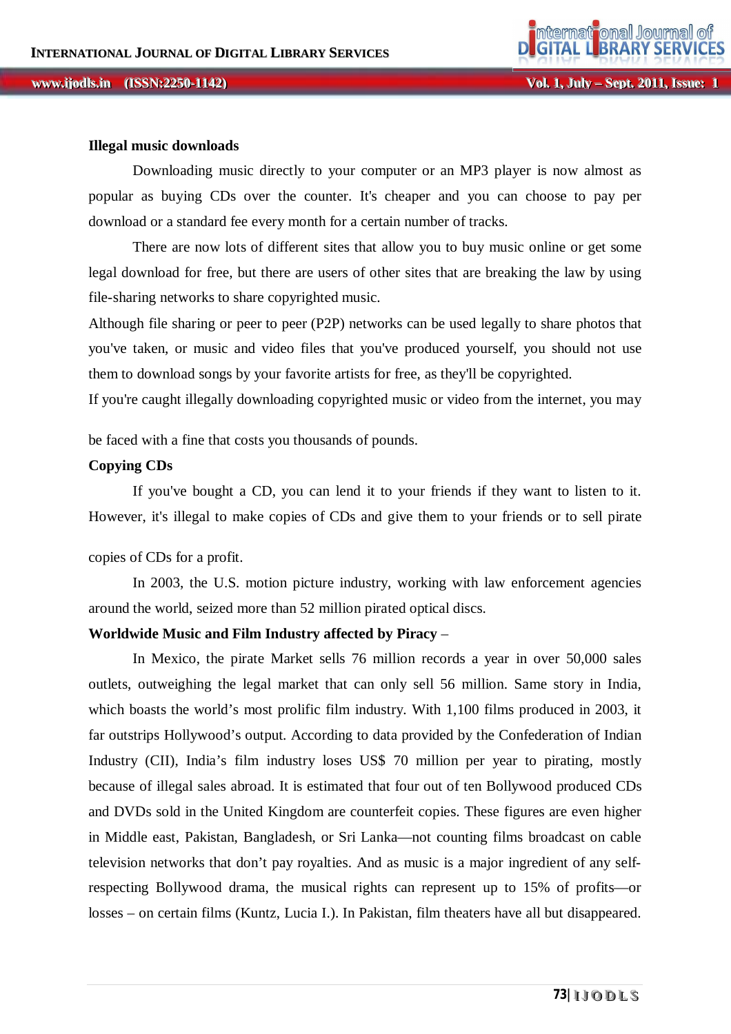**Illegal music downloads**

Downloading music directly to your computer or an MP3 player is now almost as popular as buying CDs over the counter. It's cheaper and you can choose to pay per download or a standard fee every month for a certain number of tracks.

There are now lots of different sites that allow you to buy music online or get some legal download for free, but there are users of other sites that are breaking the law by using file-sharing networks to share copyrighted music.

Although file sharing or peer to peer (P2P) networks can be used legally to share photos that you've taken, or music and video files that you've produced yourself, you should not use them to download songs by your favorite artists for free, as they'll be copyrighted.

If you're caught illegally downloading copyrighted music or video from the internet, you may be faced with a fine that costs you thousands of pounds.

**Copying CDs**

If you've bought a CD, you can lend it to your friends if they want to listen to it. However, it's illegal to make copies of CDs and give them to your friends or to sell pirate copies of CDs for a profit.

In 2003, the U.S. motion picture industry, working with law enforcement agencies around the world, seized more than 52 million pirated optical discs.

**Worldwide Music and Film Industry affected by Piracy** –

In Mexico, the pirate Market sells 76 million records a year in over 50,000 sales outlets, outweighing the legal market that can only sell 56 million. Same story in India, which boasts the world's most prolific film industry. With 1,100 films produced in 2003, it far outstrips Hollywood's output. According to data provided by the Confederation of Indian Industry (CII), India's film industry loses US$ 70 million per year to pirating, mostly because of illegal sales abroad. It is estimated that four out of ten Bollywood produced CDs and DVDs sold in the United Kingdom are counterfeit copies. These figures are even higher in Middle east, Pakistan, Bangladesh, or Sri Lanka—not counting films broadcast on cable television networks that don't pay royalties. And as music is a major ingredient of any self-respecting Bollywood drama, the musical rights can represent up to 15% of profits—or losses – on certain films (Kuntz, Lucia I.). In Pakistan, film theaters have all but disappeared.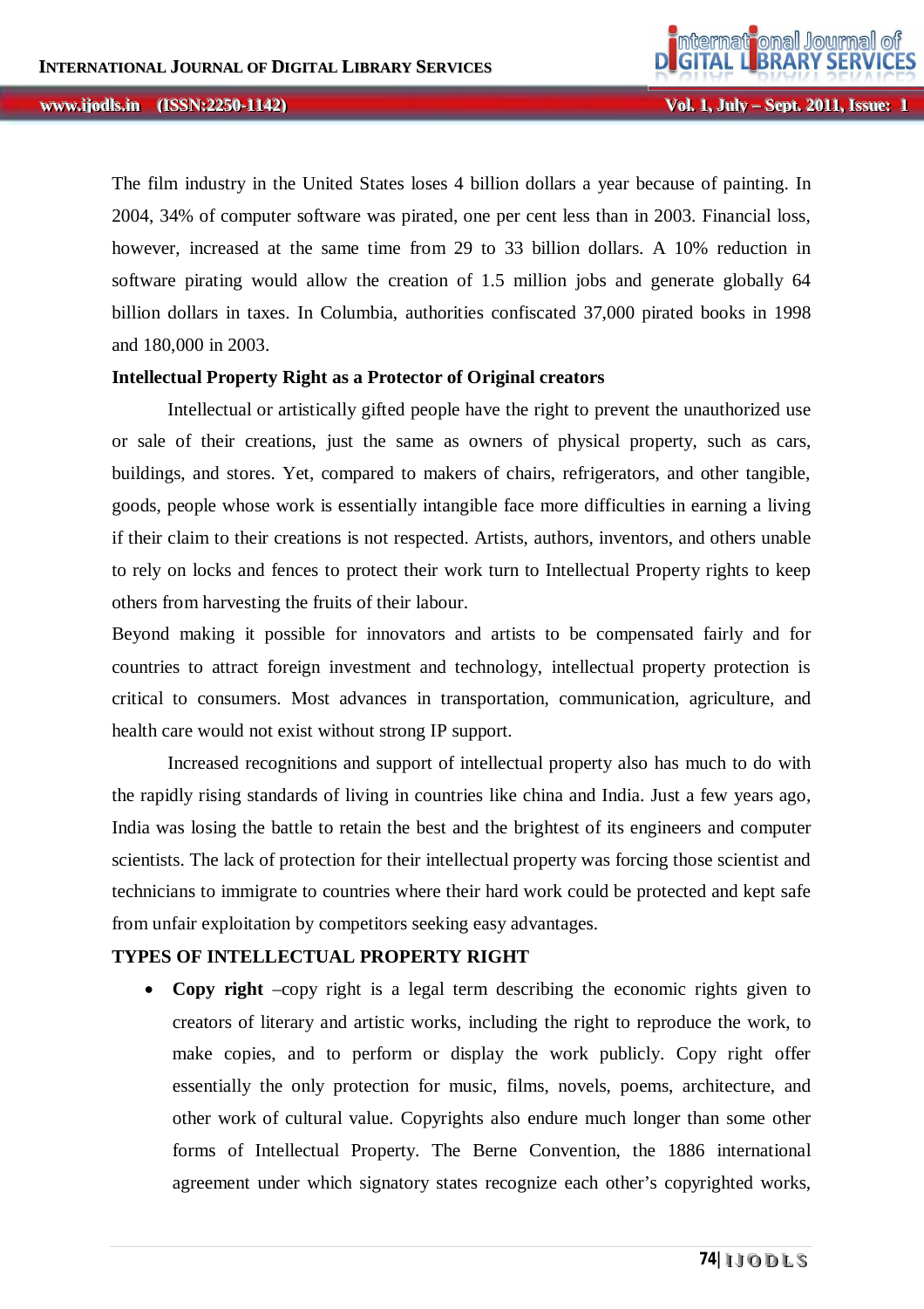The film industry in the United States loses 4 billion dollars a year because of painting. In 2004, 34% of computer software was pirated, one per cent less than in 2003. Financial loss, however, increased at the same time from 29 to 33 billion dollars. A 10% reduction in software pirating would allow the creation of 1.5 million jobs and generate globally 64 billion dollars in taxes. In Columbia, authorities confiscated 37,000 pirated books in 1998 and 180,000 in 2003.

**Intellectual Property Right as a Protector of Original creators**

Intellectual or artistically gifted people have the right to prevent the unauthorized use or sale of their creations, just the same as owners of physical property, such as cars, buildings, and stores. Yet, compared to makers of chairs, refrigerators, and other tangible, goods, people whose work is essentially intangible face more difficulties in earning a living if their claim to their creations is not respected. Artists, authors, inventors, and others unable to rely on locks and fences to protect their work turn to Intellectual Property rights to keep others from harvesting the fruits of their labour.

Beyond making it possible for innovators and artists to be compensated fairly and for countries to attract foreign investment and technology, intellectual property protection is critical to consumers. Most advances in transportation, communication, agriculture, and health care would not exist without strong IP support.

Increased recognitions and support of intellectual property also has much to do with the rapidly rising standards of living in countries like china and India. Just a few years ago, India was losing the battle to retain the best and the brightest of its engineers and computer scientists. The lack of protection for their intellectual property was forcing those scientist and technicians to immigrate to countries where their hard work could be protected and kept safe from unfair exploitation by competitors seeking easy advantages.

**TYPES OF INTELLECTUAL PROPERTY RIGHT**

- **Copy right** –copy right is a legal term describing the economic rights given to creators of literary and artistic works, including the right to reproduce the work, to make copies, and to perform or display the work publicly. Copy right offer essentially the only protection for music, films, novels, poems, architecture, and other work of cultural value. Copyrights also endure much longer than some other forms of Intellectual Property. The Berne Convention, the 1886 international agreement under which signatory states recognize each other's copyrighted works,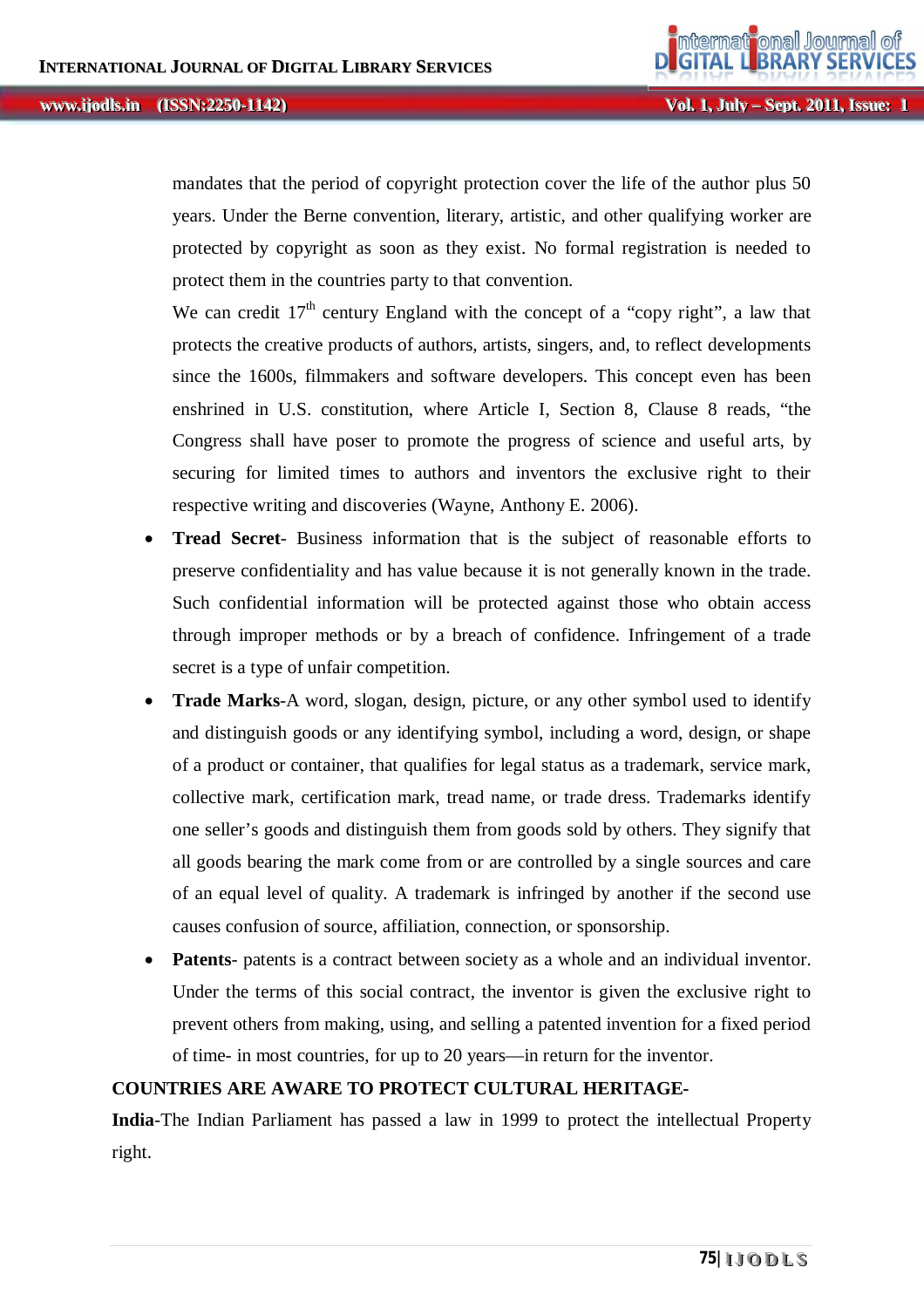mandates that the period of copyright protection cover the life of the author plus 50 years. Under the Berne convention, literary, artistic, and other qualifying worker are protected by copyright as soon as they exist. No formal registration is needed to protect them in the countries party to that convention.

We can credit 17th century England with the concept of a "copy right", a law that protects the creative products of authors, artists, singers, and, to reflect developments since the 1600s, filmmakers and software developers. This concept even has been enshrined in U.S. constitution, where Article I, Section 8, Clause 8 reads, "the Congress shall have poser to promote the progress of science and useful arts, by securing for limited times to authors and inventors the exclusive right to their respective writing and discoveries (Wayne, Anthony E. 2006).

- **Tread Secret**- Business information that is the subject of reasonable efforts to preserve confidentiality and has value because it is not generally known in the trade. Such confidential information will be protected against those who obtain access through improper methods or by a breach of confidence. Infringement of a trade secret is a type of unfair competition.
- **Trade Marks**-A word, slogan, design, picture, or any other symbol used to identify and distinguish goods or any identifying symbol, including a word, design, or shape of a product or container, that qualifies for legal status as a trademark, service mark, collective mark, certification mark, tread name, or trade dress. Trademarks identify one seller's goods and distinguish them from goods sold by others. They signify that all goods bearing the mark come from or are controlled by a single sources and care of an equal level of quality. A trademark is infringed by another if the second use causes confusion of source, affiliation, connection, or sponsorship.
- **Patents**- patents is a contract between society as a whole and an individual inventor. Under the terms of this social contract, the inventor is given the exclusive right to prevent others from making, using, and selling a patented invention for a fixed period of time- in most countries, for up to 20 years—in return for the inventor.

**COUNTRIES ARE AWARE TO PROTECT CULTURAL HERITAGE-**

**India**-The Indian Parliament has passed a law in 1999 to protect the intellectual Property right.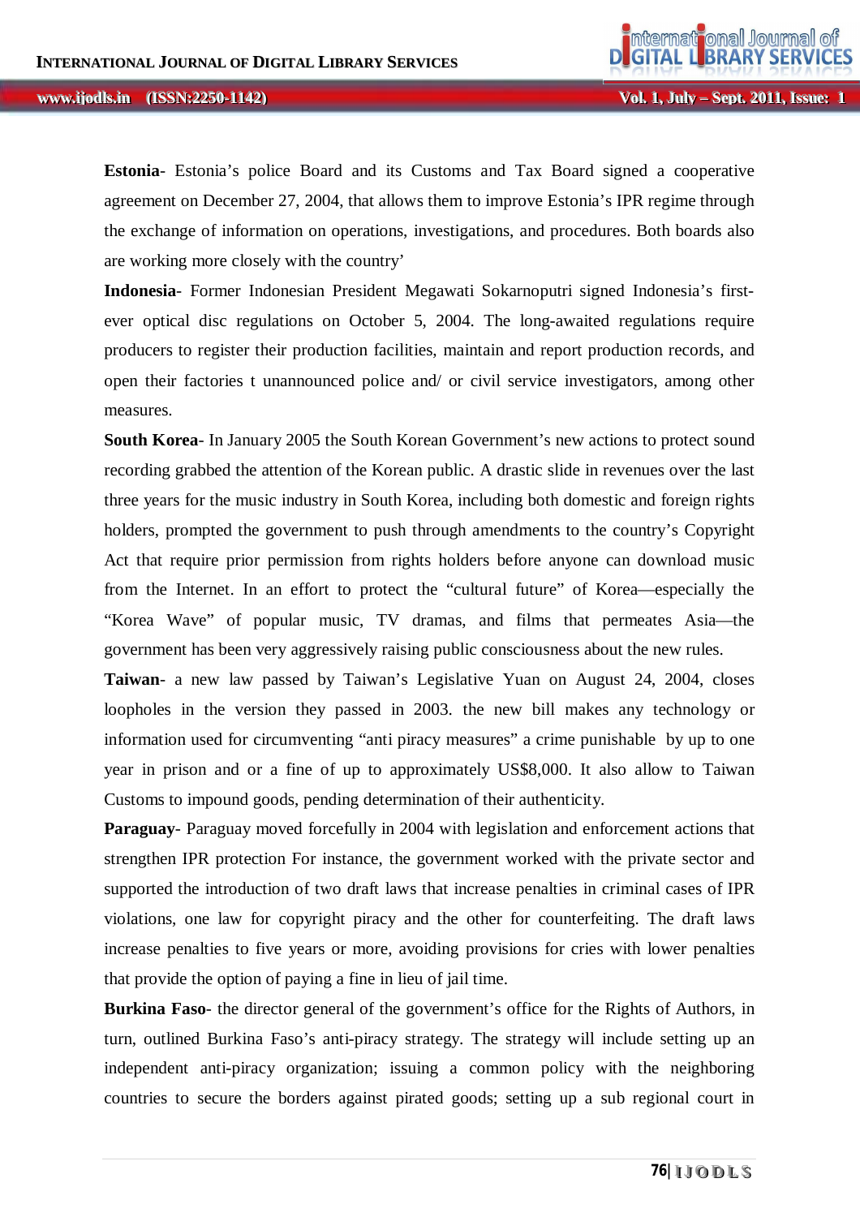**Estonia**- Estonia's police Board and its Customs and Tax Board signed a cooperative agreement on December 27, 2004, that allows them to improve Estonia's IPR regime through the exchange of information on operations, investigations, and procedures. Both boards also are working more closely with the country'

**Indonesia**- Former Indonesian President Megawati Sokarnoputri signed Indonesia's first-ever optical disc regulations on October 5, 2004. The long-awaited regulations require producers to register their production facilities, maintain and report production records, and open their factories t unannounced police and/ or civil service investigators, among other measures.

**South Korea**- In January 2005 the South Korean Government's new actions to protect sound recording grabbed the attention of the Korean public. A drastic slide in revenues over the last three years for the music industry in South Korea, including both domestic and foreign rights holders, prompted the government to push through amendments to the country's Copyright Act that require prior permission from rights holders before anyone can download music from the Internet. In an effort to protect the "cultural future" of Korea—especially the "Korea Wave" of popular music, TV dramas, and films that permeates Asia—the government has been very aggressively raising public consciousness about the new rules.

**Taiwan**- a new law passed by Taiwan's Legislative Yuan on August 24, 2004, closes loopholes in the version they passed in 2003. the new bill makes any technology or information used for circumventing "anti piracy measures" a crime punishable by up to one year in prison and or a fine of up to approximately US$8,000. It also allow to Taiwan Customs to impound goods, pending determination of their authenticity.

**Paraguay**- Paraguay moved forcefully in 2004 with legislation and enforcement actions that strengthen IPR protection For instance, the government worked with the private sector and supported the introduction of two draft laws that increase penalties in criminal cases of IPR violations, one law for copyright piracy and the other for counterfeiting. The draft laws increase penalties to five years or more, avoiding provisions for cries with lower penalties that provide the option of paying a fine in lieu of jail time.

**Burkina Faso**- the director general of the government's office for the Rights of Authors, in turn, outlined Burkina Faso's anti-piracy strategy. The strategy will include setting up an independent anti-piracy organization; issuing a common policy with the neighboring countries to secure the borders against pirated goods; setting up a sub regional court in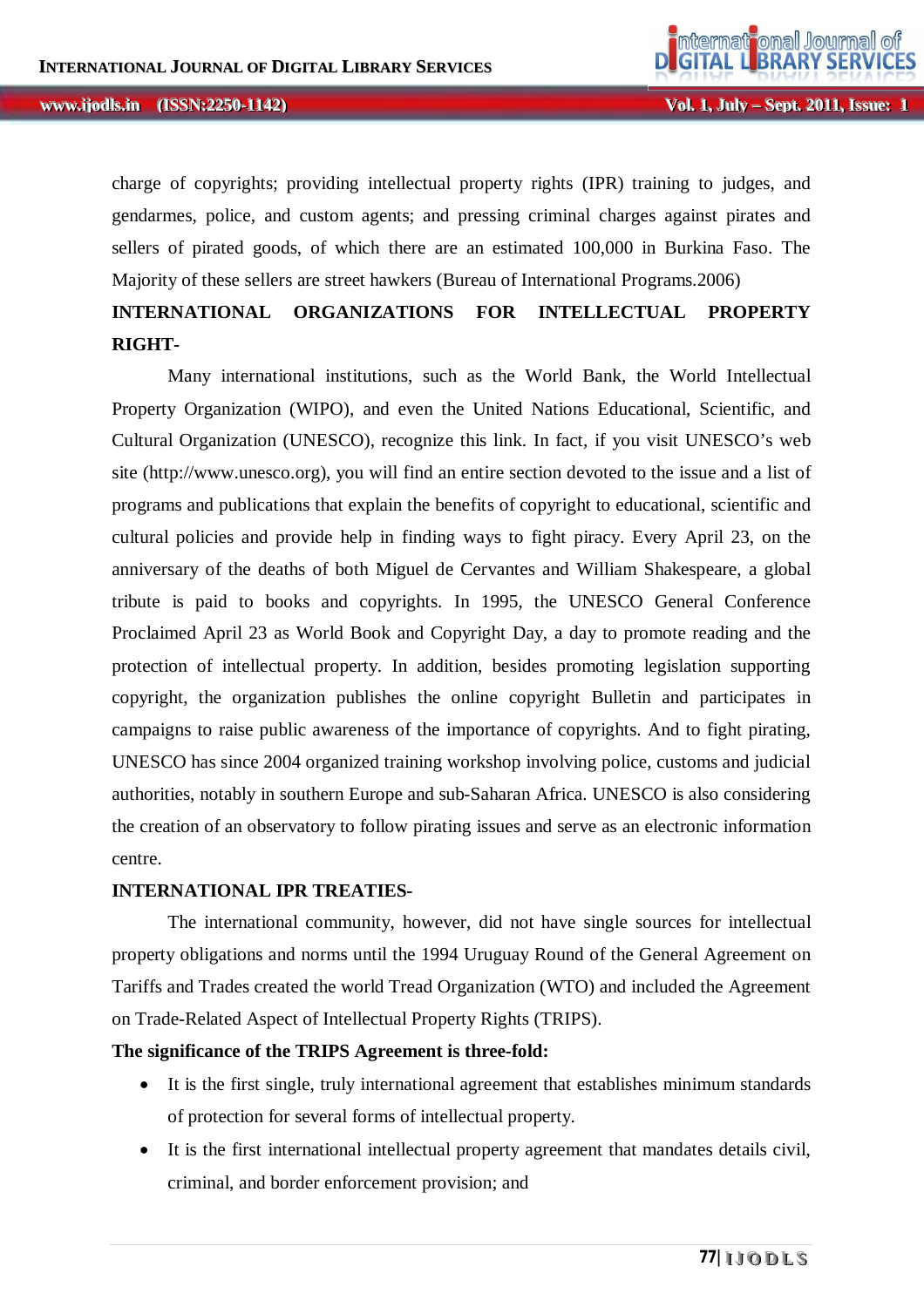charge of copyrights; providing intellectual property rights (IPR) training to judges, and gendarmes, police, and custom agents; and pressing criminal charges against pirates and sellers of pirated goods, of which there are an estimated 100,000 in Burkina Faso. The Majority of these sellers are street hawkers (Bureau of International Programs.2006)

**INTERNATIONAL ORGANIZATIONS FOR INTELLECTUAL PROPERTY RIGHT-**

Many international institutions, such as the World Bank, the World Intellectual Property Organization (WIPO), and even the United Nations Educational, Scientific, and Cultural Organization (UNESCO), recognize this link. In fact, if you visit UNESCO's web site (http://www.unesco.org), you will find an entire section devoted to the issue and a list of programs and publications that explain the benefits of copyright to educational, scientific and cultural policies and provide help in finding ways to fight piracy. Every April 23, on the anniversary of the deaths of both Miguel de Cervantes and William Shakespeare, a global tribute is paid to books and copyrights. In 1995, the UNESCO General Conference Proclaimed April 23 as World Book and Copyright Day, a day to promote reading and the protection of intellectual property. In addition, besides promoting legislation supporting copyright, the organization publishes the online copyright Bulletin and participates in campaigns to raise public awareness of the importance of copyrights. And to fight pirating, UNESCO has since 2004 organized training workshop involving police, customs and judicial authorities, notably in southern Europe and sub-Saharan Africa. UNESCO is also considering the creation of an observatory to follow pirating issues and serve as an electronic information centre.

**INTERNATIONAL IPR TREATIES-**

The international community, however, did not have single sources for intellectual property obligations and norms until the 1994 Uruguay Round of the General Agreement on Tariffs and Trades created the world Tread Organization (WTO) and included the Agreement on Trade-Related Aspect of Intellectual Property Rights (TRIPS).

**The significance of the TRIPS Agreement is three-fold:**

- It is the first single, truly international agreement that establishes minimum standards of protection for several forms of intellectual property.
- It is the first international intellectual property agreement that mandates details civil, criminal, and border enforcement provision; and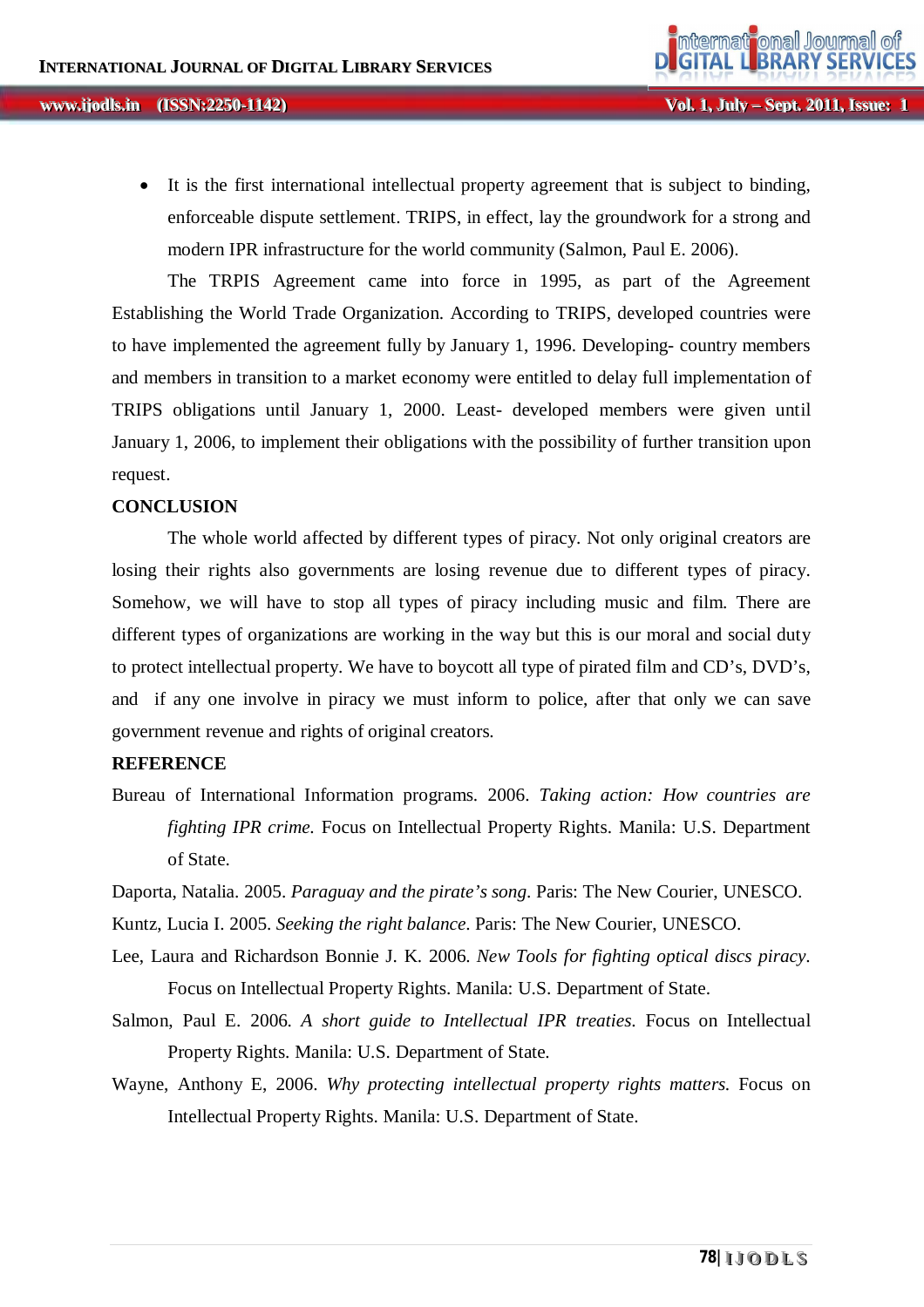- It is the first international intellectual property agreement that is subject to binding, enforceable dispute settlement. TRIPS, in effect, lay the groundwork for a strong and modern IPR infrastructure for the world community (Salmon, Paul E. 2006).

The TRPIS Agreement came into force in 1995, as part of the Agreement Establishing the World Trade Organization. According to TRIPS, developed countries were to have implemented the agreement fully by January 1, 1996. Developing- country members and members in transition to a market economy were entitled to delay full implementation of TRIPS obligations until January 1, 2000. Least- developed members were given until January 1, 2006, to implement their obligations with the possibility of further transition upon request.

## CONCLUSION

The whole world affected by different types of piracy. Not only original creators are losing their rights also governments are losing revenue due to different types of piracy. Somehow, we will have to stop all types of piracy including music and film. There are different types of organizations are working in the way but this is our moral and social duty to protect intellectual property. We have to boycott all type of pirated film and CD's, DVD's, and if any one involve in piracy we must inform to police, after that only we can save government revenue and rights of original creators.

## REFERENCE

Bureau of International Information programs. 2006. *Taking action: How countries are fighting IPR crime.* Focus on Intellectual Property Rights. Manila: U.S. Department of State.

Daporta, Natalia. 2005. *Paraguay and the pirate's song*. Paris: The New Courier, UNESCO.

Kuntz, Lucia I. 2005. *Seeking the right balance*. Paris: The New Courier, UNESCO.

Lee, Laura and Richardson Bonnie J. K. 2006. *New Tools for fighting optical discs piracy*. Focus on Intellectual Property Rights. Manila: U.S. Department of State.

Salmon, Paul E. 2006. *A short guide to Intellectual IPR treaties.* Focus on Intellectual Property Rights. Manila: U.S. Department of State.

Wayne, Anthony E, 2006. *Why protecting intellectual property rights matters.* Focus on Intellectual Property Rights. Manila: U.S. Department of State.